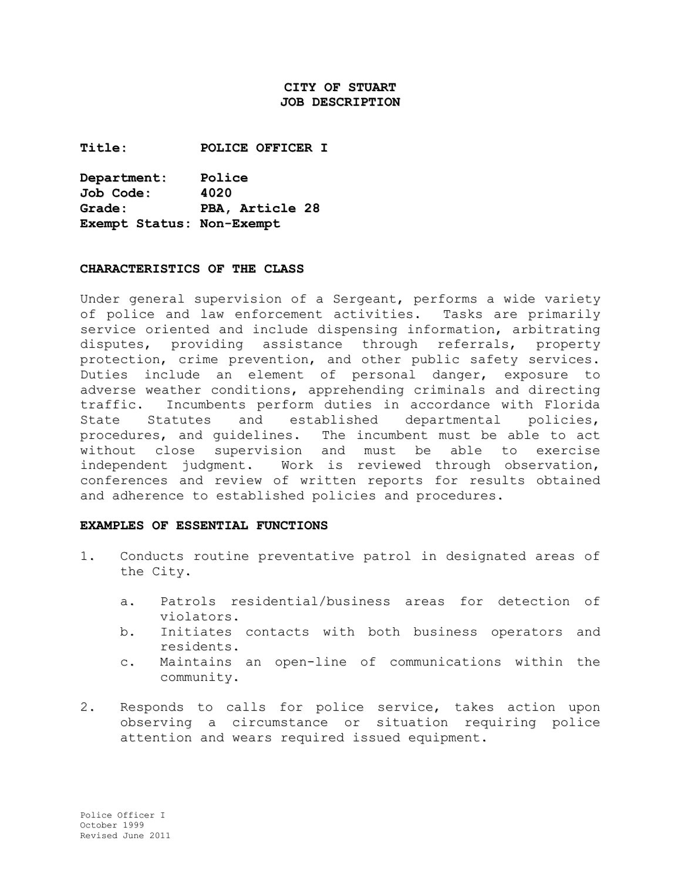# CITY OF STUART
## JOB DESCRIPTION

**Title:** POLICE OFFICER I

**Department:** Police
**Job Code:** 4020
**Grade:** PBA, Article 28
**Exempt Status:** Non-Exempt

## CHARACTERISTICS OF THE CLASS

Under general supervision of a Sergeant, performs a wide variety of police and law enforcement activities. Tasks are primarily service oriented and include dispensing information, arbitrating disputes, providing assistance through referrals, property protection, crime prevention, and other public safety services. Duties include an element of personal danger, exposure to adverse weather conditions, apprehending criminals and directing traffic. Incumbents perform duties in accordance with Florida State Statutes and established departmental policies, procedures, and guidelines. The incumbent must be able to act without close supervision and must be able to exercise independent judgment. Work is reviewed through observation, conferences and review of written reports for results obtained and adherence to established policies and procedures.

## EXAMPLES OF ESSENTIAL FUNCTIONS

1. Conducts routine preventative patrol in designated areas of the City.

    a. Patrols residential/business areas for detection of violators.
    b. Initiates contacts with both business operators and residents.
    c. Maintains an open-line of communications within the community.

2. Responds to calls for police service, takes action upon observing a circumstance or situation requiring police attention and wears required issued equipment.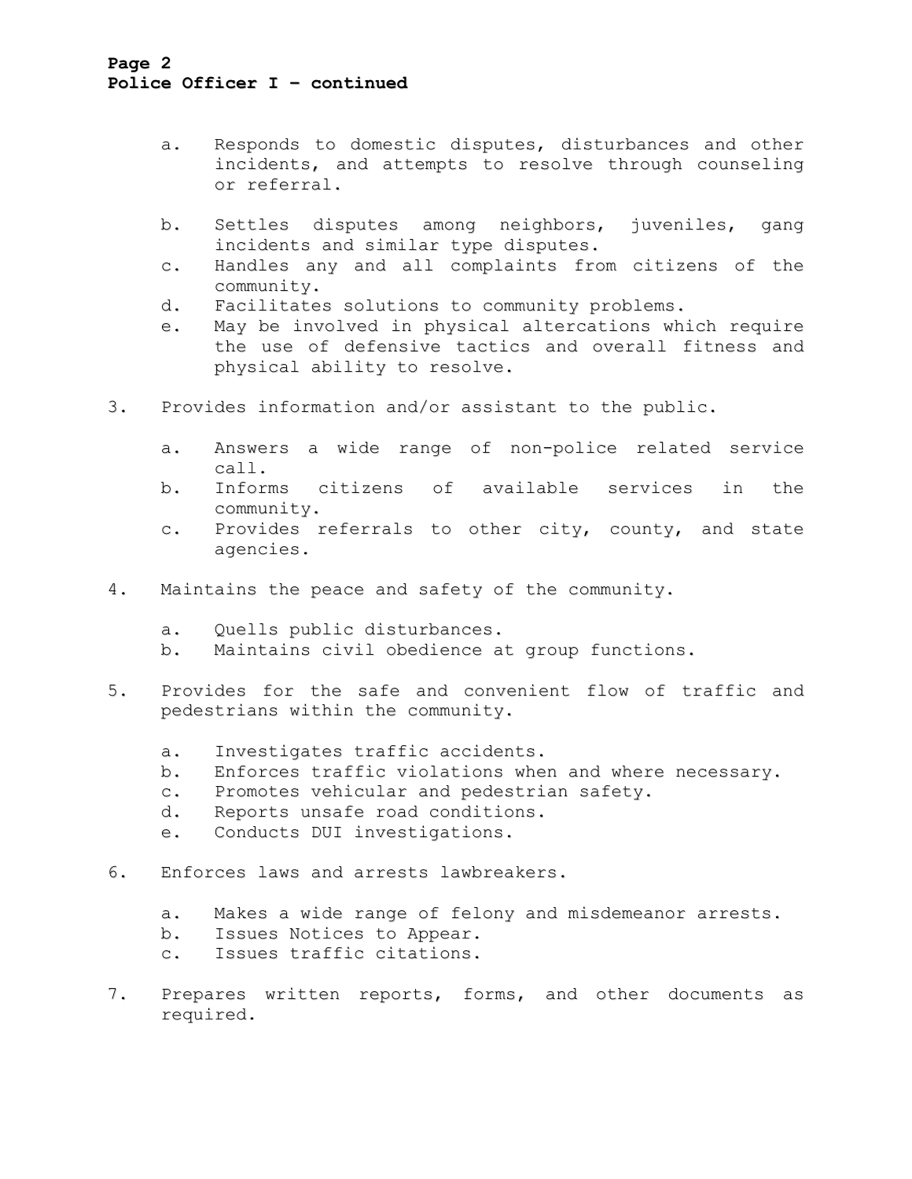a. Responds to domestic disputes, disturbances and other incidents, and attempts to resolve through counseling or referral.

b. Settles disputes among neighbors, juveniles, gang incidents and similar type disputes.
c. Handles any and all complaints from citizens of the community.
d. Facilitates solutions to community problems.
e. May be involved in physical altercations which require the use of defensive tactics and overall fitness and physical ability to resolve.

3. Provides information and/or assistant to the public.

   a. Answers a wide range of non-police related service call.
   b. Informs citizens of available services in the community.
   c. Provides referrals to other city, county, and state agencies.

4. Maintains the peace and safety of the community.

   a. Quells public disturbances.
   b. Maintains civil obedience at group functions.

5. Provides for the safe and convenient flow of traffic and pedestrians within the community.

   a. Investigates traffic accidents.
   b. Enforces traffic violations when and where necessary.
   c. Promotes vehicular and pedestrian safety.
   d. Reports unsafe road conditions.
   e. Conducts DUI investigations.

6. Enforces laws and arrests lawbreakers.

   a. Makes a wide range of felony and misdemeanor arrests.
   b. Issues Notices to Appear.
   c. Issues traffic citations.

7. Prepares written reports, forms, and other documents as required.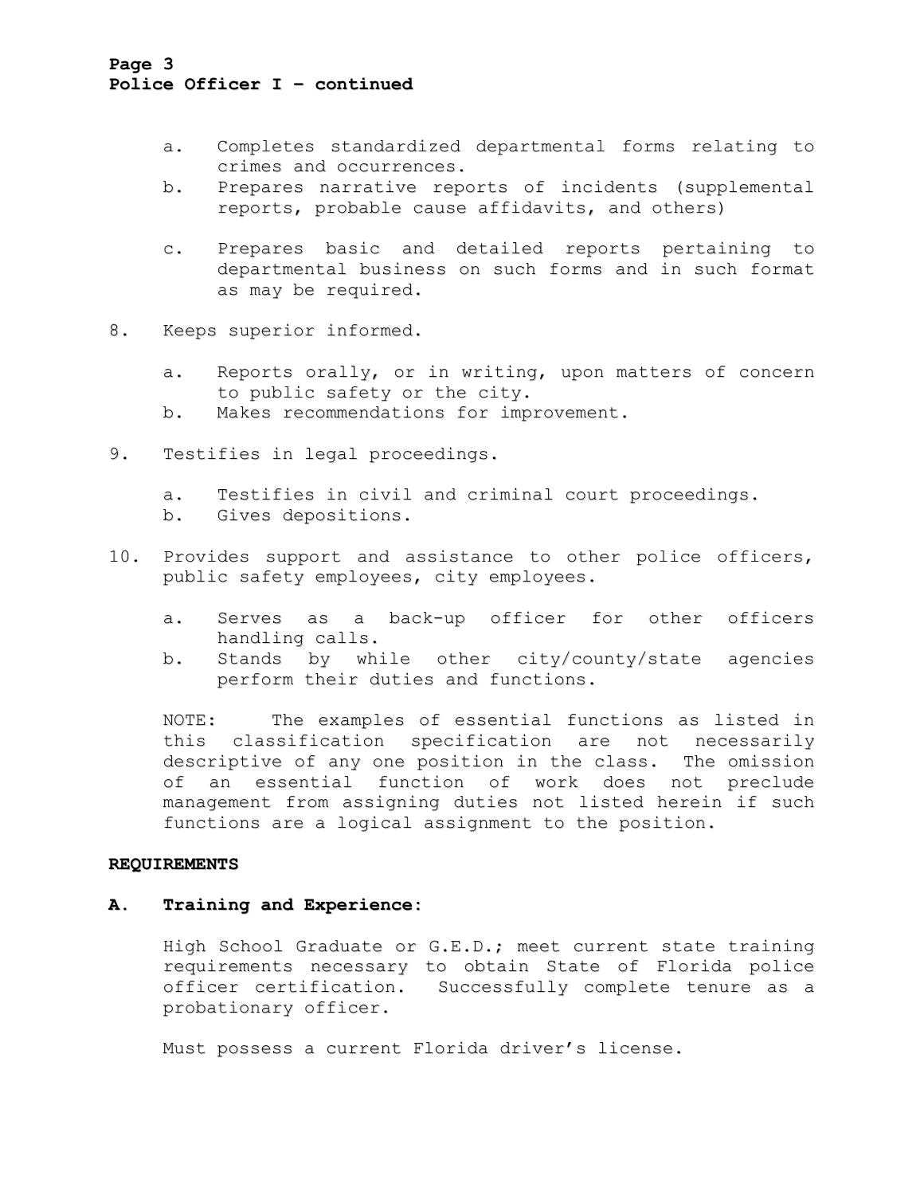a. Completes standardized departmental forms relating to crimes and occurrences.
b. Prepares narrative reports of incidents (supplemental reports, probable cause affidavits, and others)

c. Prepares basic and detailed reports pertaining to departmental business on such forms and in such format as may be required.

8. Keeps superior informed.

   a. Reports orally, or in writing, upon matters of concern to public safety or the city.
   b. Makes recommendations for improvement.

9. Testifies in legal proceedings.

   a. Testifies in civil and criminal court proceedings.
   b. Gives depositions.

10. Provides support and assistance to other police officers, public safety employees, city employees.

    a. Serves as a back-up officer for other officers handling calls.
    b. Stands by while other city/county/state agencies perform their duties and functions.

NOTE: The examples of essential functions as listed in this classification specification are not necessarily descriptive of any one position in the class. The omission of an essential function of work does not preclude management from assigning duties not listed herein if such functions are a logical assignment to the position.

**REQUIREMENTS**

**A. Training and Experience:**

High School Graduate or G.E.D.; meet current state training requirements necessary to obtain State of Florida police officer certification. Successfully complete tenure as a probationary officer.

Must possess a current Florida driver's license.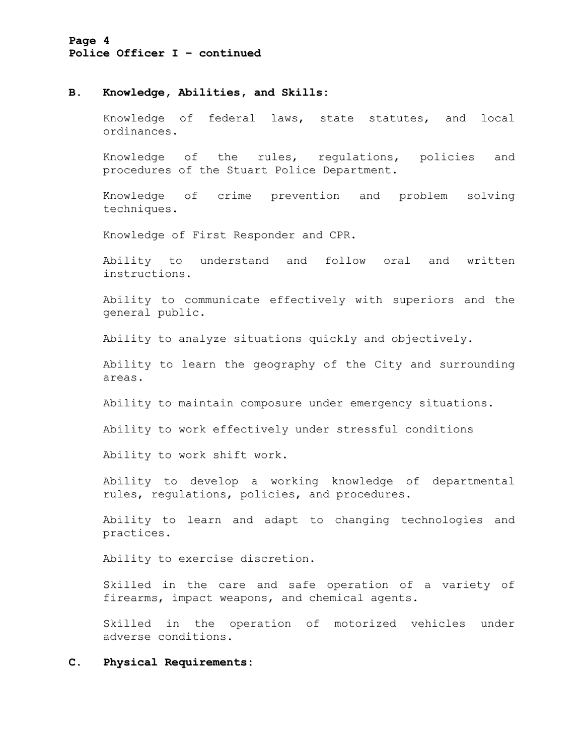### B. Knowledge, Abilities, and Skills:

Knowledge of federal laws, state statutes, and local ordinances.

Knowledge of the rules, regulations, policies and procedures of the Stuart Police Department.

Knowledge of crime prevention and problem solving techniques.

Knowledge of First Responder and CPR.

Ability to understand and follow oral and written instructions.

Ability to communicate effectively with superiors and the general public.

Ability to analyze situations quickly and objectively.

Ability to learn the geography of the City and surrounding areas.

Ability to maintain composure under emergency situations.

Ability to work effectively under stressful conditions

Ability to work shift work.

Ability to develop a working knowledge of departmental rules, regulations, policies, and procedures.

Ability to learn and adapt to changing technologies and practices.

Ability to exercise discretion.

Skilled in the care and safe operation of a variety of firearms, impact weapons, and chemical agents.

Skilled in the operation of motorized vehicles under adverse conditions.

### C. Physical Requirements: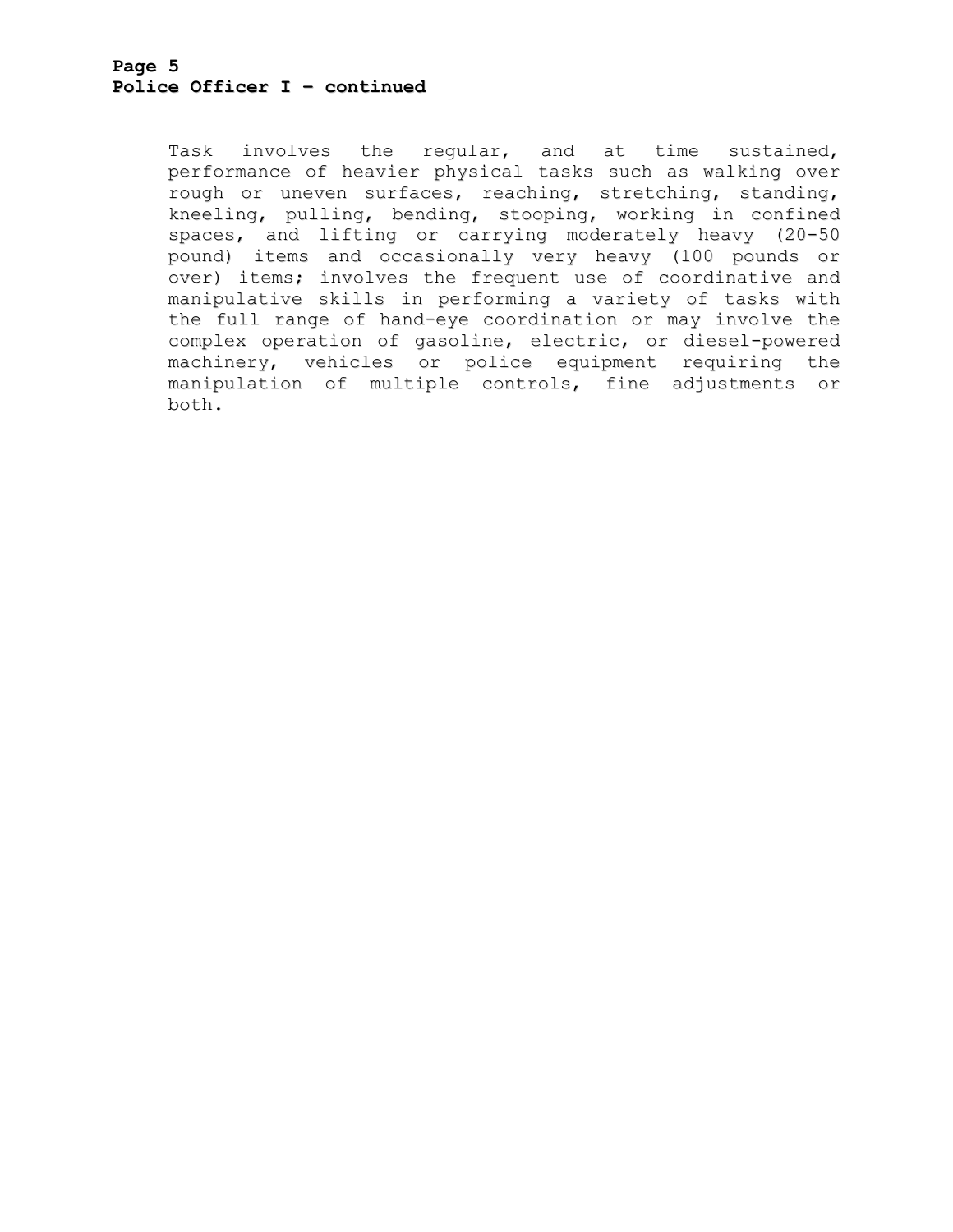Task involves the regular, and at time sustained, performance of heavier physical tasks such as walking over rough or uneven surfaces, reaching, stretching, standing, kneeling, pulling, bending, stooping, working in confined spaces, and lifting or carrying moderately heavy (20-50 pound) items and occasionally very heavy (100 pounds or over) items; involves the frequent use of coordinative and manipulative skills in performing a variety of tasks with the full range of hand-eye coordination or may involve the complex operation of gasoline, electric, or diesel-powered machinery, vehicles or police equipment requiring the manipulation of multiple controls, fine adjustments or both.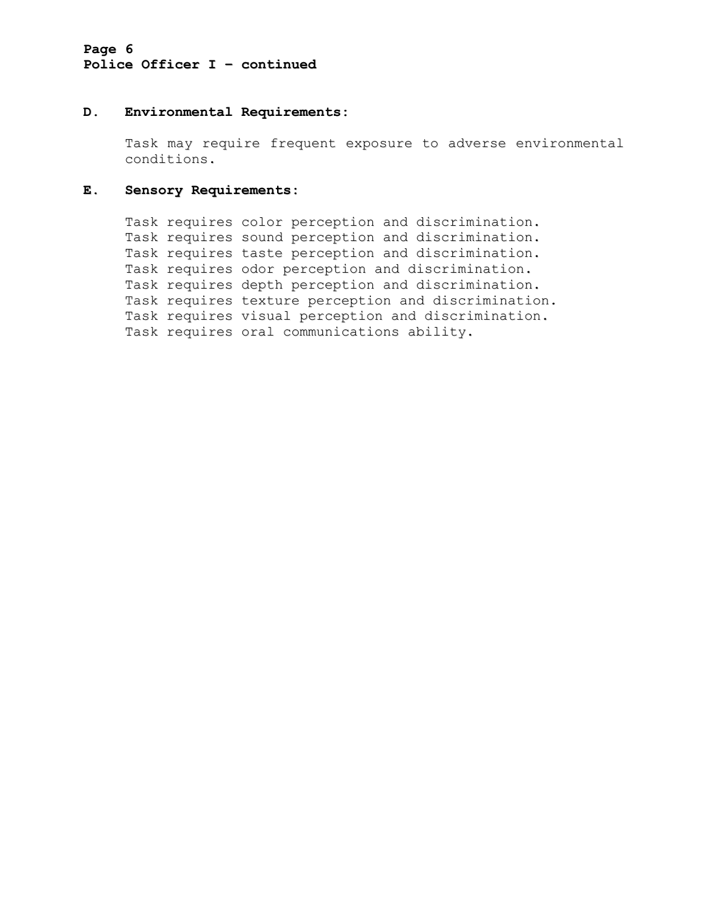## D. Environmental Requirements:

Task may require frequent exposure to adverse environmental conditions.

## E. Sensory Requirements:

Task requires color perception and discrimination.
Task requires sound perception and discrimination.
Task requires taste perception and discrimination.
Task requires odor perception and discrimination.
Task requires depth perception and discrimination.
Task requires texture perception and discrimination.
Task requires visual perception and discrimination.
Task requires oral communications ability.